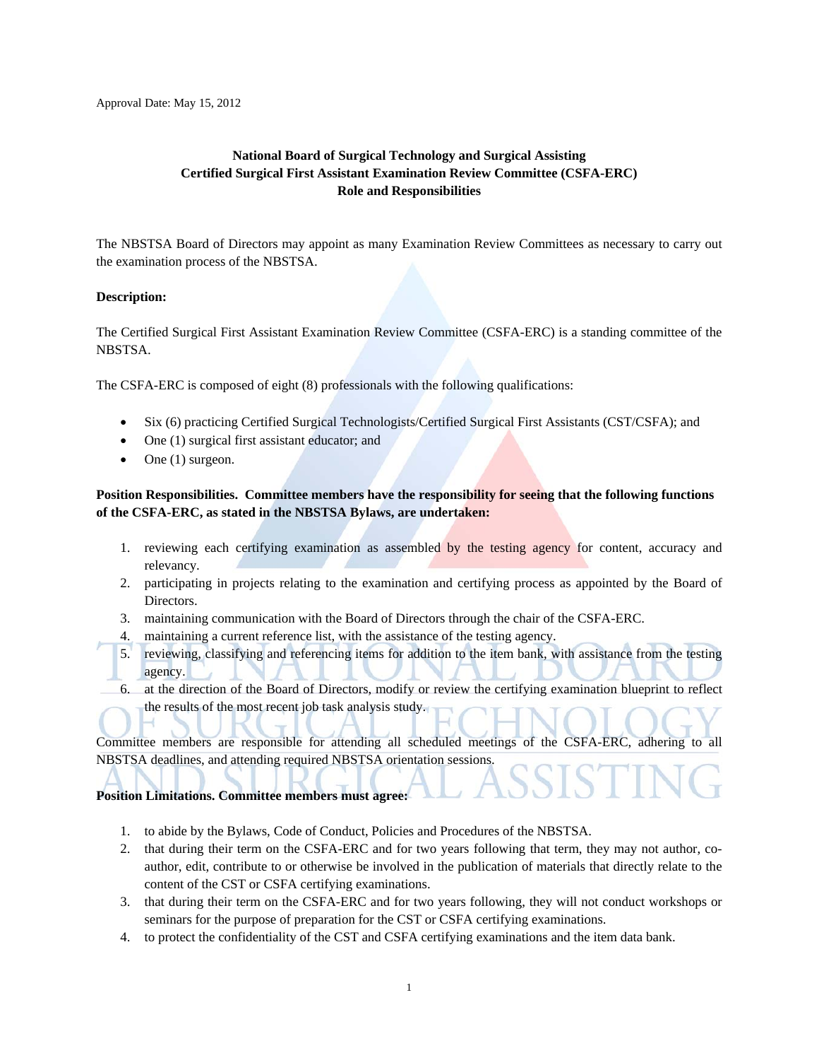Approval Date: May 15, 2012

**National Board of Surgical Technology and Surgical Assisting**
**Certified Surgical First Assistant Examination Review Committee (CSFA-ERC)**
**Role and Responsibilities**

The NBSTSA Board of Directors may appoint as many Examination Review Committees as necessary to carry out the examination process of the NBSTSA.

**Description:**

The Certified Surgical First Assistant Examination Review Committee (CSFA-ERC) is a standing committee of the NBSTSA.

The CSFA-ERC is composed of eight (8) professionals with the following qualifications:

- Six (6) practicing Certified Surgical Technologists/Certified Surgical First Assistants (CST/CSFA); and
- One (1) surgical first assistant educator; and
- One (1) surgeon.

**Position Responsibilities. Committee members have the responsibility for seeing that the following functions of the CSFA-ERC, as stated in the NBSTSA Bylaws, are undertaken:**

1. reviewing each certifying examination as assembled by the testing agency for content, accuracy and relevancy.
2. participating in projects relating to the examination and certifying process as appointed by the Board of Directors.
3. maintaining communication with the Board of Directors through the chair of the CSFA-ERC.
4. maintaining a current reference list, with the assistance of the testing agency.
5. reviewing, classifying and referencing items for addition to the item bank, with assistance from the testing agency.
6. at the direction of the Board of Directors, modify or review the certifying examination blueprint to reflect the results of the most recent job task analysis study.

Committee members are responsible for attending all scheduled meetings of the CSFA-ERC, adhering to all NBSTSA deadlines, and attending required NBSTSA orientation sessions.

**Position Limitations. Committee members must agree:**

1. to abide by the Bylaws, Code of Conduct, Policies and Procedures of the NBSTSA.
2. that during their term on the CSFA-ERC and for two years following that term, they may not author, co-author, edit, contribute to or otherwise be involved in the publication of materials that directly relate to the content of the CST or CSFA certifying examinations.
3. that during their term on the CSFA-ERC and for two years following, they will not conduct workshops or seminars for the purpose of preparation for the CST or CSFA certifying examinations.
4. to protect the confidentiality of the CST and CSFA certifying examinations and the item data bank.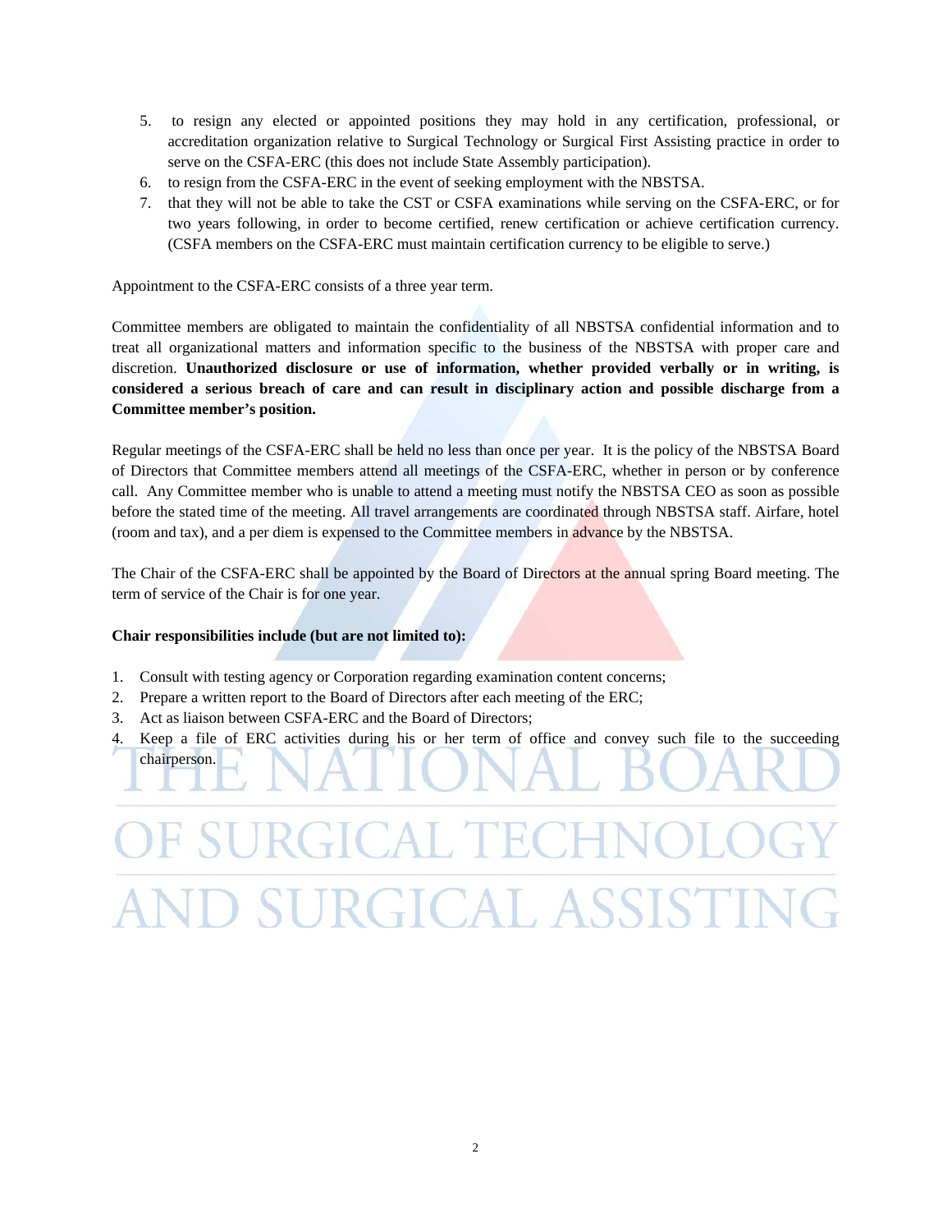5. to resign any elected or appointed positions they may hold in any certification, professional, or accreditation organization relative to Surgical Technology or Surgical First Assisting practice in order to serve on the CSFA-ERC (this does not include State Assembly participation).
6. to resign from the CSFA-ERC in the event of seeking employment with the NBSTSA.
7. that they will not be able to take the CST or CSFA examinations while serving on the CSFA-ERC, or for two years following, in order to become certified, renew certification or achieve certification currency. (CSFA members on the CSFA-ERC must maintain certification currency to be eligible to serve.)

Appointment to the CSFA-ERC consists of a three year term.

Committee members are obligated to maintain the confidentiality of all NBSTSA confidential information and to treat all organizational matters and information specific to the business of the NBSTSA with proper care and discretion. **Unauthorized disclosure or use of information, whether provided verbally or in writing, is considered a serious breach of care and can result in disciplinary action and possible discharge from a Committee member's position.**

Regular meetings of the CSFA-ERC shall be held no less than once per year. It is the policy of the NBSTSA Board of Directors that Committee members attend all meetings of the CSFA-ERC, whether in person or by conference call. Any Committee member who is unable to attend a meeting must notify the NBSTSA CEO as soon as possible before the stated time of the meeting. All travel arrangements are coordinated through NBSTSA staff. Airfare, hotel (room and tax), and a per diem is expensed to the Committee members in advance by the NBSTSA.

The Chair of the CSFA-ERC shall be appointed by the Board of Directors at the annual spring Board meeting. The term of service of the Chair is for one year.

**Chair responsibilities include (but are not limited to):**

1. Consult with testing agency or Corporation regarding examination content concerns;
2. Prepare a written report to the Board of Directors after each meeting of the ERC;
3. Act as liaison between CSFA-ERC and the Board of Directors;
4. Keep a file of ERC activities during his or her term of office and convey such file to the succeeding chairperson.